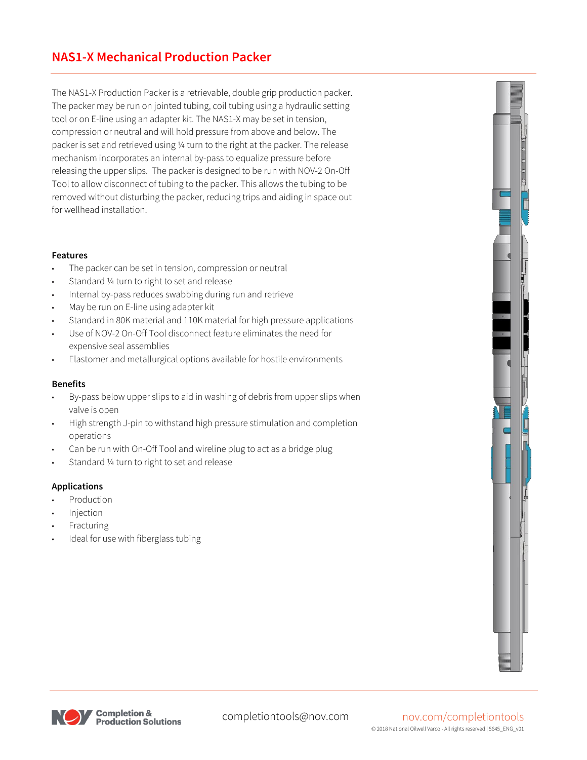# NAS1-X Mechanical Production Packer

The NAS1-X Production Packer is a retrievable, double grip production packer. The packer may be run on jointed tubing, coil tubing using a hydraulic setting tool or on E-line using an adapter kit. The NAS1-X may be set in tension, compression or neutral and will hold pressure from above and below. The packer is set and retrieved using ¼ turn to the right at the packer. The release mechanism incorporates an internal by-pass to equalize pressure before releasing the upper slips. The packer is designed to be run with NOV-2 On-Off Tool to allow disconnect of tubing to the packer. This allows the tubing to be removed without disturbing the packer, reducing trips and aiding in space out for wellhead installation.

### Features

- The packer can be set in tension, compression or neutral
- Standard ¼ turn to right to set and release
- Internal by-pass reduces swabbing during run and retrieve
- May be run on E-line using adapter kit
- Standard in 80K material and 110K material for high pressure applications
- Use of NOV-2 On-Off Tool disconnect feature eliminates the need for expensive seal assemblies
- Elastomer and metallurgical options available for hostile environments

### Benefits

- By-pass below upper slips to aid in washing of debris from upper slips when valve is open
- High strength J-pin to withstand high pressure stimulation and completion operations
- Can be run with On-Off Tool and wireline plug to act as a bridge plug
- Standard ¼ turn to right to set and release

### Applications

- Production
- Injection
- Fracturing
- Ideal for use with fiberglass tubing

completiontools@nov.com

nov.com/completiontools

© 2018 National Oilwell Varco - All rights reserved | 5645_ENG_v01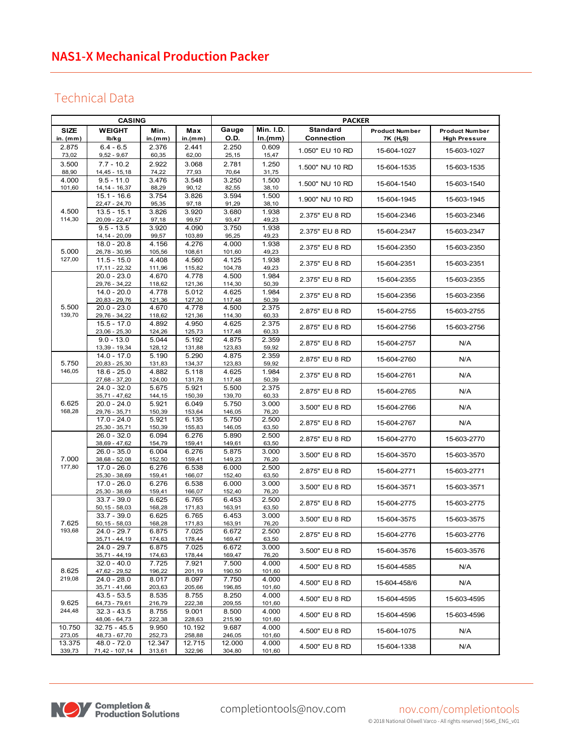# NAS1-X Mechanical Production Packer

## Technical Data

| CASING | | | | PACKER | | | | |
|---|---|---|---|---|---|---|---|---|
| SIZE in. (mm) | WEIGHT lb/kg | Min. in.(mm) | Max in.(mm) | Gauge O.D. | Min. I.D. In.(mm) | Standard Connection | Product Number 7K ($H_2S$) | Product Number High Pressure |
| 2.875 73,02 | 6.4 - 6.5 9,52 - 9,67 | 2.376 60,35 | 2.441 62,00 | 2.250 25,15 | 0.609 15,47 | 1.050" EU 10 RD | 15-604-1027 | 15-603-1027 |
| 3.500 88,90 | 7.7 - 10.2 14,45 - 15,18 | 2.922 74,22 | 3.068 77,93 | 2.781 70,64 | 1.250 31,75 | 1.500" NU 10 RD | 15-604-1535 | 15-603-1535 |
| 4.000 101,60 | 9.5 - 11.0 14,14 - 16,37 | 3.476 88,29 | 3.548 90,12 | 3.250 82,55 | 1.500 38,10 | 1.500" NU 10 RD | 15-604-1540 | 15-603-1540 |
| 4.500 114,30 | 15.1 - 16.6 22,47 - 24,70 | 3.754 95,35 | 3.826 97,18 | 3.594 91,29 | 1.500 38,10 | 1.900" NU 10 RD | 15-604-1945 | 15-603-1945 |
| | 13.5 - 15.1 20,09 - 22,47 | 3.826 97,18 | 3.920 99,57 | 3.680 93,47 | 1.938 49,23 | 2.375" EU 8 RD | 15-604-2346 | 15-603-2346 |
| | 9.5 - 13.5 14,14 - 20,09 | 3.920 99,57 | 4.090 103,89 | 3.750 95,25 | 1.938 49,23 | 2.375" EU 8 RD | 15-604-2347 | 15-603-2347 |
| 5.000 127,00 | 18.0 - 20.8 26,78 - 30,95 | 4.156 105,56 | 4.276 108,61 | 4.000 101,60 | 1.938 49,23 | 2.375" EU 8 RD | 15-604-2350 | 15-603-2350 |
| | 11.5 - 15.0 17,11 - 22,32 | 4.408 111,96 | 4.560 115,82 | 4.125 104,78 | 1.938 49,23 | 2.375" EU 8 RD | 15-604-2351 | 15-603-2351 |
| 5.500 139,70 | 20.0 - 23.0 29,76 - 34,22 | 4.670 118,62 | 4.778 121,36 | 4.500 114,30 | 1.984 50,39 | 2.375" EU 8 RD | 15-604-2355 | 15-603-2355 |
| | 14.0 - 20.0 20,83 - 29,76 | 4.778 121,36 | 5.012 127,30 | 4.625 117,48 | 1.984 50,39 | 2.375" EU 8 RD | 15-604-2356 | 15-603-2356 |
| | 20.0 - 23.0 29,76 - 34,22 | 4.670 118,62 | 4.778 121,36 | 4.500 114,30 | 2.375 60,33 | 2.875" EU 8 RD | 15-604-2755 | 15-603-2755 |
| | 15.5 - 17.0 23,06 - 25,30 | 4.892 124,26 | 4.950 125,73 | 4.625 117,48 | 2.375 60,33 | 2.875" EU 8 RD | 15-604-2756 | 15-603-2756 |
| | 9.0 - 13.0 13,39 - 19,34 | 5.044 128,12 | 5.192 131,88 | 4.875 123,83 | 2.359 59,92 | 2.875" EU 8 RD | 15-604-2757 | N/A |
| 5.750 146,05 | 14.0 - 17.0 20,83 - 25,30 | 5.190 131,83 | 5.290 134,37 | 4.875 123,83 | 2.359 59,92 | 2.875" EU 8 RD | 15-604-2760 | N/A |
| | 18.6 - 25.0 27,68 - 37,20 | 4.882 124,00 | 5.118 131,78 | 4.625 117,48 | 1.984 50,39 | 2.375" EU 8 RD | 15-604-2761 | N/A |
| 6.625 168,28 | 24.0 - 32.0 35,71 - 47,62 | 5.675 144,15 | 5.921 150,39 | 5.500 139,70 | 2.375 60,33 | 2.875" EU 8 RD | 15-604-2765 | N/A |
| | 20.0 - 24.0 29,76 - 35,71 | 5.921 150,39 | 6.049 153,64 | 5.750 146,05 | 3.000 76,20 | 3.500" EU 8 RD | 15-604-2766 | N/A |
| | 17.0 - 24.0 25,30 - 35,71 | 5.921 150,39 | 6.135 155,83 | 5.750 146,05 | 2.500 63,50 | 2.875" EU 8 RD | 15-604-2767 | N/A |
| 7.000 177,80 | 26.0 - 32.0 38,69 - 47,62 | 6.094 154,79 | 6.276 159,41 | 5.890 149,61 | 2.500 63,50 | 2.875" EU 8 RD | 15-604-2770 | 15-603-2770 |
| | 26.0 - 35.0 38,68 - 52,08 | 6.004 152,50 | 6.276 159,41 | 5.875 149,23 | 3.000 76,20 | 3.500" EU 8 RD | 15-604-3570 | 15-603-3570 |
| | 17.0 - 26.0 25,30 - 38,69 | 6.276 159,41 | 6.538 166,07 | 6.000 152,40 | 2.500 63,50 | 2.875" EU 8 RD | 15-604-2771 | 15-603-2771 |
| | 17.0 - 26.0 25,30 - 38,69 | 6.276 159,41 | 6.538 166,07 | 6.000 152,40 | 3.000 76,20 | 3.500" EU 8 RD | 15-604-3571 | 15-603-3571 |
| 7.625 193,68 | 33.7 - 39.0 50,15 - 58,03 | 6.625 168,28 | 6.765 171,83 | 6.453 163,91 | 2.500 63,50 | 2.875" EU 8 RD | 15-604-2775 | 15-603-2775 |
| | 33.7 - 39.0 50,15 - 58,03 | 6.625 168,28 | 6.765 171,83 | 6.453 163,91 | 3.000 76,20 | 3.500" EU 8 RD | 15-604-3575 | 15-603-3575 |
| | 24.0 - 29.7 35,71 - 44,19 | 6.875 174,63 | 7.025 178,44 | 6.672 169,47 | 2.500 63,50 | 2.875" EU 8 RD | 15-604-2776 | 15-603-2776 |
| | 24.0 - 29.7 35,71 - 44,19 | 6.875 174,63 | 7.025 178,44 | 6.672 169,47 | 3.000 76,20 | 3.500" EU 8 RD | 15-604-3576 | 15-603-3576 |
| 8.625 219,08 | 32.0 - 40.0 47,62 - 29,52 | 7.725 196,22 | 7.921 201,19 | 7.500 190,50 | 4.000 101,60 | 4.500" EU 8 RD | 15-604-4585 | N/A |
| | 24.0 - 28.0 35,71 - 41,66 | 8.017 203,63 | 8.097 205,66 | 7.750 196,85 | 4.000 101,60 | 4.500" EU 8 RD | 15-604-458/6 | N/A |
| 9.625 244,48 | 43.5 - 53.5 64,73 - 79,61 | 8.535 216,79 | 8.755 222,38 | 8.250 209,55 | 4.000 101,60 | 4.500" EU 8 RD | 15-604-4595 | 15-603-4595 |
| | 32.3 - 43.5 48,06 - 64,73 | 8.755 222,38 | 9.001 228,63 | 8.500 215,90 | 4.000 101,60 | 4.500" EU 8 RD | 15-604-4596 | 15-603-4596 |
| 10.750 273,05 | 32.75 - 45.5 48,73 - 67,70 | 9.950 252,73 | 10.192 258,88 | 9.687 246,05 | 4.000 101,60 | 4.500" EU 8 RD | 15-604-1075 | N/A |
| 13.375 339,73 | 48.0 - 72.0 71,42 - 107,14 | 12.347 313,61 | 12.715 322,96 | 12.000 304,80 | 4.000 101,60 | 4.500" EU 8 RD | 15-604-1338 | N/A |

Completion & Production Solutions

completiontools@nov.com

nov.com/completiontools

© 2018 National Oilwell Varco - All rights reserved | 5645_ENG_v01